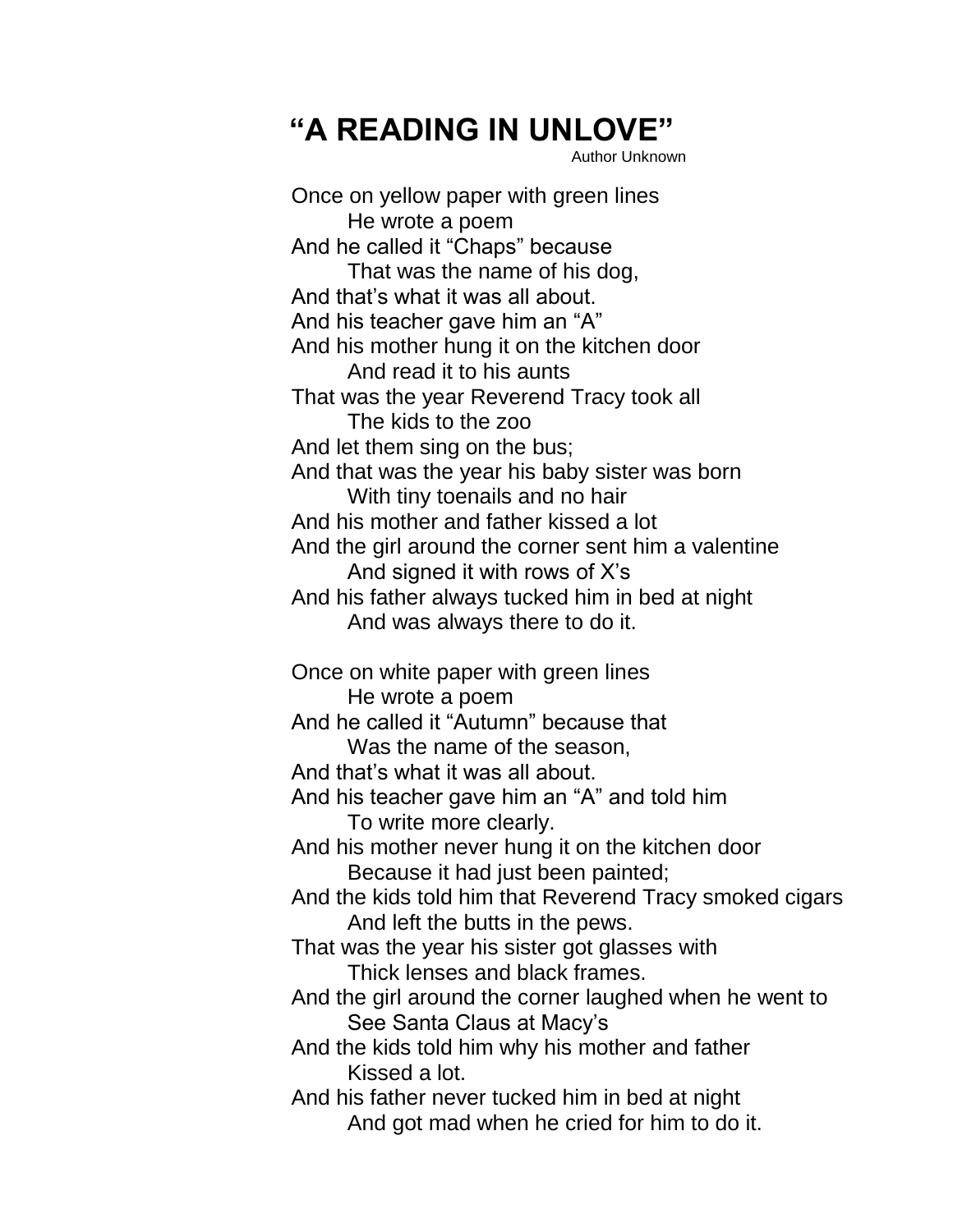# "A READING IN UNLOVE"

Author Unknown

Once on yellow paper with green lines
&nbsp;&nbsp;&nbsp;&nbsp;&nbsp;&nbsp;&nbsp;&nbsp;He wrote a poem
And he called it "Chaps" because
&nbsp;&nbsp;&nbsp;&nbsp;&nbsp;&nbsp;&nbsp;&nbsp;That was the name of his dog,
And that's what it was all about.
And his teacher gave him an "A"
And his mother hung it on the kitchen door
&nbsp;&nbsp;&nbsp;&nbsp;&nbsp;&nbsp;&nbsp;&nbsp;And read it to his aunts
That was the year Reverend Tracy took all
&nbsp;&nbsp;&nbsp;&nbsp;&nbsp;&nbsp;&nbsp;&nbsp;The kids to the zoo
And let them sing on the bus;
And that was the year his baby sister was born
&nbsp;&nbsp;&nbsp;&nbsp;&nbsp;&nbsp;&nbsp;&nbsp;With tiny toenails and no hair
And his mother and father kissed a lot
And the girl around the corner sent him a valentine
&nbsp;&nbsp;&nbsp;&nbsp;&nbsp;&nbsp;&nbsp;&nbsp;And signed it with rows of X's
And his father always tucked him in bed at night
&nbsp;&nbsp;&nbsp;&nbsp;&nbsp;&nbsp;&nbsp;&nbsp;And was always there to do it.

Once on white paper with green lines
&nbsp;&nbsp;&nbsp;&nbsp;&nbsp;&nbsp;&nbsp;&nbsp;He wrote a poem
And he called it "Autumn" because that
&nbsp;&nbsp;&nbsp;&nbsp;&nbsp;&nbsp;&nbsp;&nbsp;Was the name of the season,
And that's what it was all about.
And his teacher gave him an "A" and told him
&nbsp;&nbsp;&nbsp;&nbsp;&nbsp;&nbsp;&nbsp;&nbsp;To write more clearly.
And his mother never hung it on the kitchen door
&nbsp;&nbsp;&nbsp;&nbsp;&nbsp;&nbsp;&nbsp;&nbsp;Because it had just been painted;
And the kids told him that Reverend Tracy smoked cigars
&nbsp;&nbsp;&nbsp;&nbsp;&nbsp;&nbsp;&nbsp;&nbsp;And left the butts in the pews.
That was the year his sister got glasses with
&nbsp;&nbsp;&nbsp;&nbsp;&nbsp;&nbsp;&nbsp;&nbsp;Thick lenses and black frames.
And the girl around the corner laughed when he went to
&nbsp;&nbsp;&nbsp;&nbsp;&nbsp;&nbsp;&nbsp;&nbsp;See Santa Claus at Macy's
And the kids told him why his mother and father
&nbsp;&nbsp;&nbsp;&nbsp;&nbsp;&nbsp;&nbsp;&nbsp;Kissed a lot.
And his father never tucked him in bed at night
&nbsp;&nbsp;&nbsp;&nbsp;&nbsp;&nbsp;&nbsp;&nbsp;And got mad when he cried for him to do it.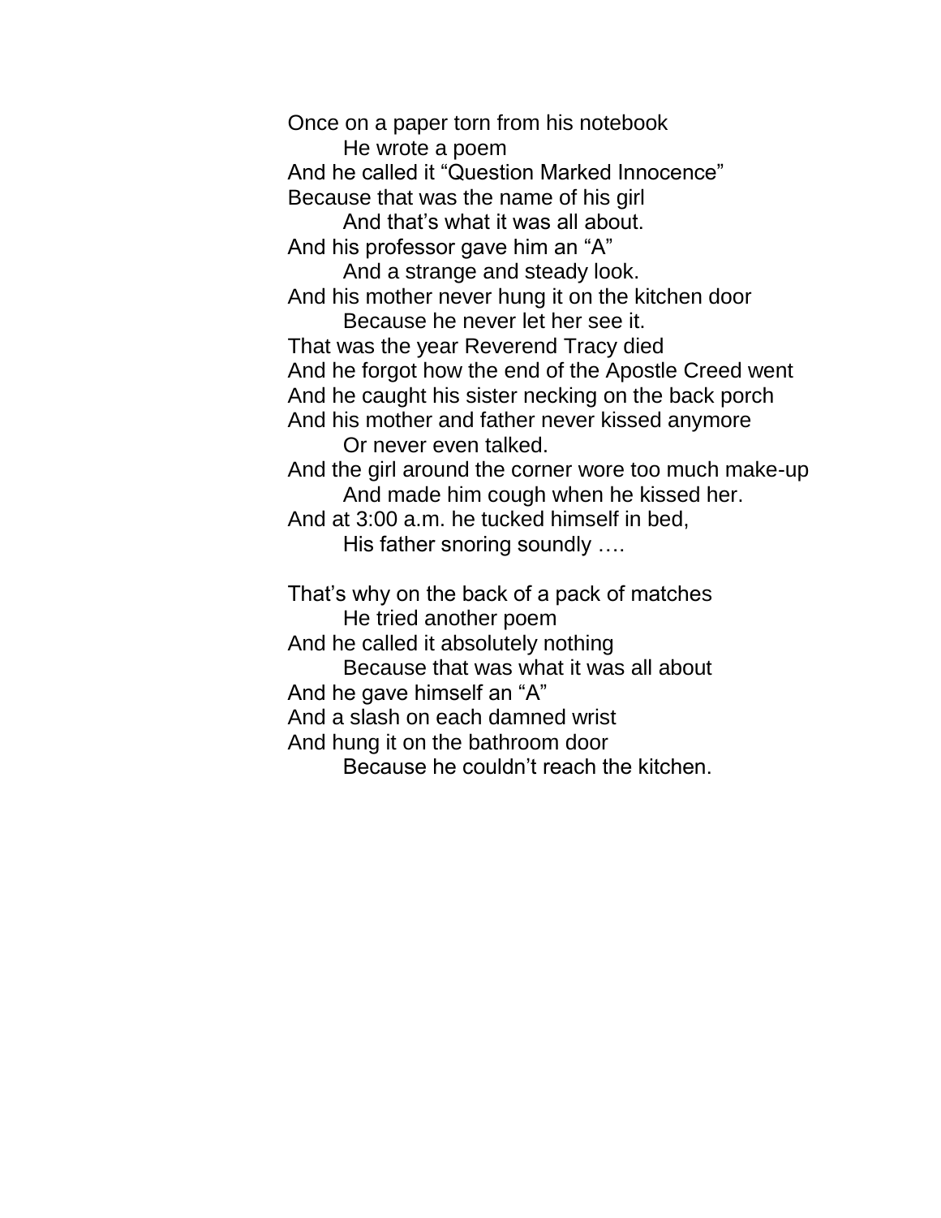Once on a paper torn from his notebook  
    He wrote a poem  
And he called it "Question Marked Innocence"  
Because that was the name of his girl  
    And that's what it was all about.  
And his professor gave him an "A"  
    And a strange and steady look.  
And his mother never hung it on the kitchen door  
    Because he never let her see it.  
That was the year Reverend Tracy died  
And he forgot how the end of the Apostle Creed went  
And he caught his sister necking on the back porch  
And his mother and father never kissed anymore  
    Or never even talked.  
And the girl around the corner wore too much make-up  
    And made him cough when he kissed her.  
And at 3:00 a.m. he tucked himself in bed,  
    His father snoring soundly ….

That's why on the back of a pack of matches  
    He tried another poem  
And he called it absolutely nothing  
    Because that was what it was all about  
And he gave himself an "A"  
And a slash on each damned wrist  
And hung it on the bathroom door  
    Because he couldn't reach the kitchen.